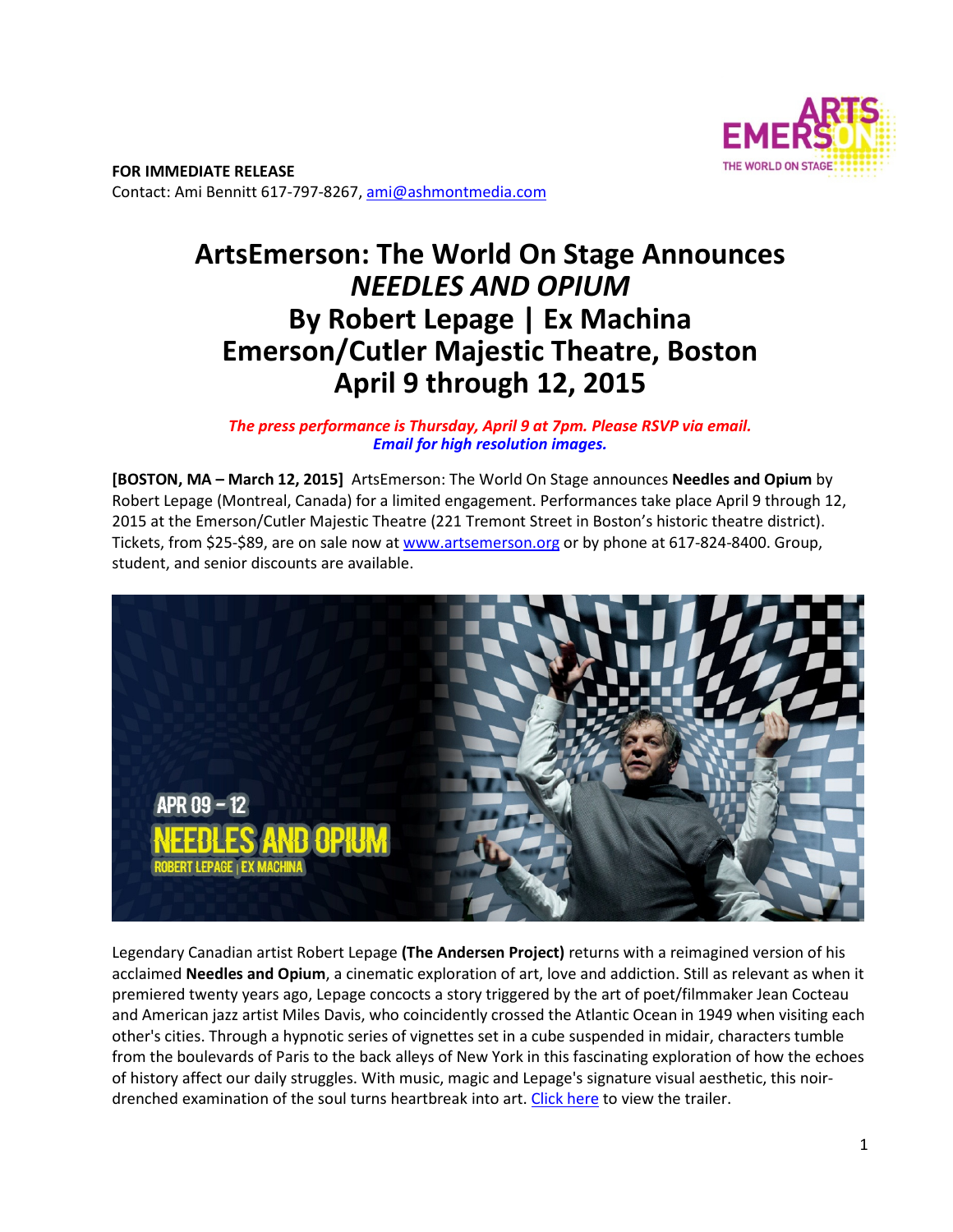**FOR IMMEDIATE RELEASE**
Contact: Ami Bennitt 617-797-8267, ami@ashmontmedia.com

# ArtsEmerson: The World On Stage Announces *NEEDLES AND OPIUM* By Robert Lepage | Ex Machina Emerson/Cutler Majestic Theatre, Boston April 9 through 12, 2015

***The press performance is Thursday, April 9 at 7pm. Please RSVP via email.***
***Email for high resolution images.***

**[BOSTON, MA – March 12, 2015]** ArtsEmerson: The World On Stage announces **Needles and Opium** by Robert Lepage (Montreal, Canada) for a limited engagement. Performances take place April 9 through 12, 2015 at the Emerson/Cutler Majestic Theatre (221 Tremont Street in Boston's historic theatre district). Tickets, from $25-$89, are on sale now at www.artsemerson.org or by phone at 617-824-8400. Group, student, and senior discounts are available.

Legendary Canadian artist Robert Lepage **(The Andersen Project)** returns with a reimagined version of his acclaimed **Needles and Opium**, a cinematic exploration of art, love and addiction. Still as relevant as when it premiered twenty years ago, Lepage concocts a story triggered by the art of poet/filmmaker Jean Cocteau and American jazz artist Miles Davis, who coincidently crossed the Atlantic Ocean in 1949 when visiting each other's cities. Through a hypnotic series of vignettes set in a cube suspended in midair, characters tumble from the boulevards of Paris to the back alleys of New York in this fascinating exploration of how the echoes of history affect our daily struggles. With music, magic and Lepage's signature visual aesthetic, this noir-drenched examination of the soul turns heartbreak into art. Click here to view the trailer.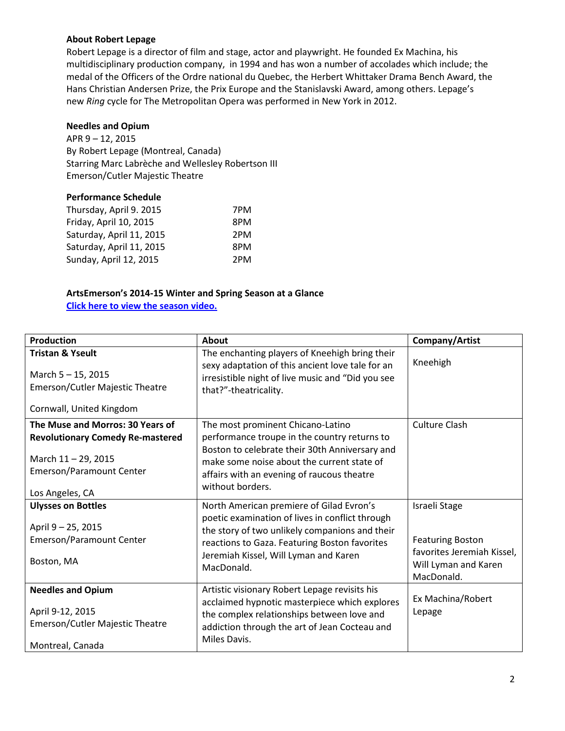**About Robert Lepage**

Robert Lepage is a director of film and stage, actor and playwright. He founded Ex Machina, his multidisciplinary production company, in 1994 and has won a number of accolades which include; the medal of the Officers of the Ordre national du Quebec, the Herbert Whittaker Drama Bench Award, the Hans Christian Andersen Prize, the Prix Europe and the Stanislavski Award, among others. Lepage's new *Ring* cycle for The Metropolitan Opera was performed in New York in 2012.

**Needles and Opium**

APR 9 – 12, 2015
By Robert Lepage (Montreal, Canada)
Starring Marc Labrèche and Wellesley Robertson III
Emerson/Cutler Majestic Theatre

**Performance Schedule**

| | |
|---|---|
| Thursday, April 9. 2015 | 7PM |
| Friday, April 10, 2015 | 8PM |
| Saturday, April 11, 2015 | 2PM |
| Saturday, April 11, 2015 | 8PM |
| Sunday, April 12, 2015 | 2PM |

**ArtsEmerson's 2014-15 Winter and Spring Season at a Glance**

**Click here to view the season video.**

| Production | About | Company/Artist |
|---|---|---|
| **Tristan & Yseult**<br><br>March 5 – 15, 2015<br>Emerson/Cutler Majestic Theatre<br><br>Cornwall, United Kingdom | The enchanting players of Kneehigh bring their sexy adaptation of this ancient love tale for an irresistible night of live music and "Did you see that?"-theatricality. | Kneehigh |
| **The Muse and Morros: 30 Years of Revolutionary Comedy Re-mastered**<br><br>March 11 – 29, 2015<br>Emerson/Paramount Center<br><br>Los Angeles, CA | The most prominent Chicano-Latino performance troupe in the country returns to Boston to celebrate their 30th Anniversary and make some noise about the current state of affairs with an evening of raucous theatre without borders. | Culture Clash |
| **Ulysses on Bottles**<br><br>April 9 – 25, 2015<br>Emerson/Paramount Center<br><br>Boston, MA | North American premiere of Gilad Evron's poetic examination of lives in conflict through the story of two unlikely companions and their reactions to Gaza. Featuring Boston favorites Jeremiah Kissel, Will Lyman and Karen MacDonald. | Israeli Stage<br><br>Featuring Boston favorites Jeremiah Kissel, Will Lyman and Karen MacDonald. |
| **Needles and Opium**<br><br>April 9-12, 2015<br>Emerson/Cutler Majestic Theatre<br><br>Montreal, Canada | Artistic visionary Robert Lepage revisits his acclaimed hypnotic masterpiece which explores the complex relationships between love and addiction through the art of Jean Cocteau and Miles Davis. | Ex Machina/Robert Lepage |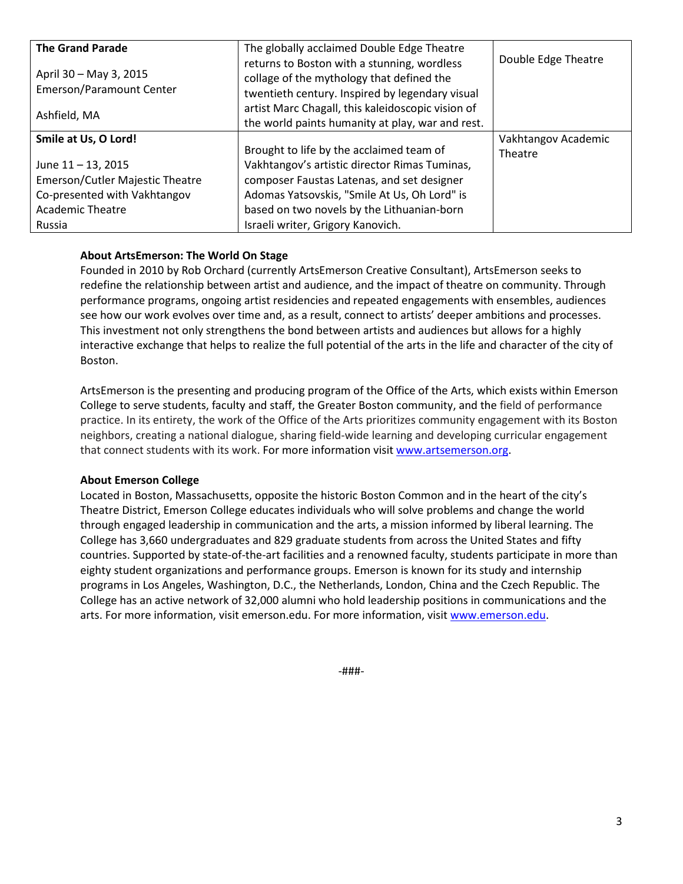| | | |
|---|---|---|
| **The Grand Parade**<br><br>April 30 – May 3, 2015<br>Emerson/Paramount Center<br><br>Ashfield, MA | The globally acclaimed Double Edge Theatre returns to Boston with a stunning, wordless collage of the mythology that defined the twentieth century. Inspired by legendary visual artist Marc Chagall, this kaleidoscopic vision of the world paints humanity at play, war and rest. | Double Edge Theatre |
| **Smile at Us, O Lord!**<br><br>June 11 – 13, 2015<br>Emerson/Cutler Majestic Theatre<br>Co-presented with Vakhtangov Academic Theatre<br>Russia | Brought to life by the acclaimed team of Vakhtangov's artistic director Rimas Tuminas, composer Faustas Latenas, and set designer Adomas Yatsovskis, "Smile At Us, Oh Lord" is based on two novels by the Lithuanian-born Israeli writer, Grigory Kanovich. | Vakhtangov Academic Theatre |

**About ArtsEmerson: The World On Stage**
Founded in 2010 by Rob Orchard (currently ArtsEmerson Creative Consultant), ArtsEmerson seeks to redefine the relationship between artist and audience, and the impact of theatre on community. Through performance programs, ongoing artist residencies and repeated engagements with ensembles, audiences see how our work evolves over time and, as a result, connect to artists' deeper ambitions and processes. This investment not only strengthens the bond between artists and audiences but allows for a highly interactive exchange that helps to realize the full potential of the arts in the life and character of the city of Boston.

ArtsEmerson is the presenting and producing program of the Office of the Arts, which exists within Emerson College to serve students, faculty and staff, the Greater Boston community, and the field of performance practice. In its entirety, the work of the Office of the Arts prioritizes community engagement with its Boston neighbors, creating a national dialogue, sharing field-wide learning and developing curricular engagement that connect students with its work. For more information visit www.artsemerson.org.

**About Emerson College**
Located in Boston, Massachusetts, opposite the historic Boston Common and in the heart of the city's Theatre District, Emerson College educates individuals who will solve problems and change the world through engaged leadership in communication and the arts, a mission informed by liberal learning. The College has 3,660 undergraduates and 829 graduate students from across the United States and fifty countries. Supported by state-of-the-art facilities and a renowned faculty, students participate in more than eighty student organizations and performance groups. Emerson is known for its study and internship programs in Los Angeles, Washington, D.C., the Netherlands, London, China and the Czech Republic. The College has an active network of 32,000 alumni who hold leadership positions in communications and the arts. For more information, visit emerson.edu. For more information, visit www.emerson.edu.

-###-